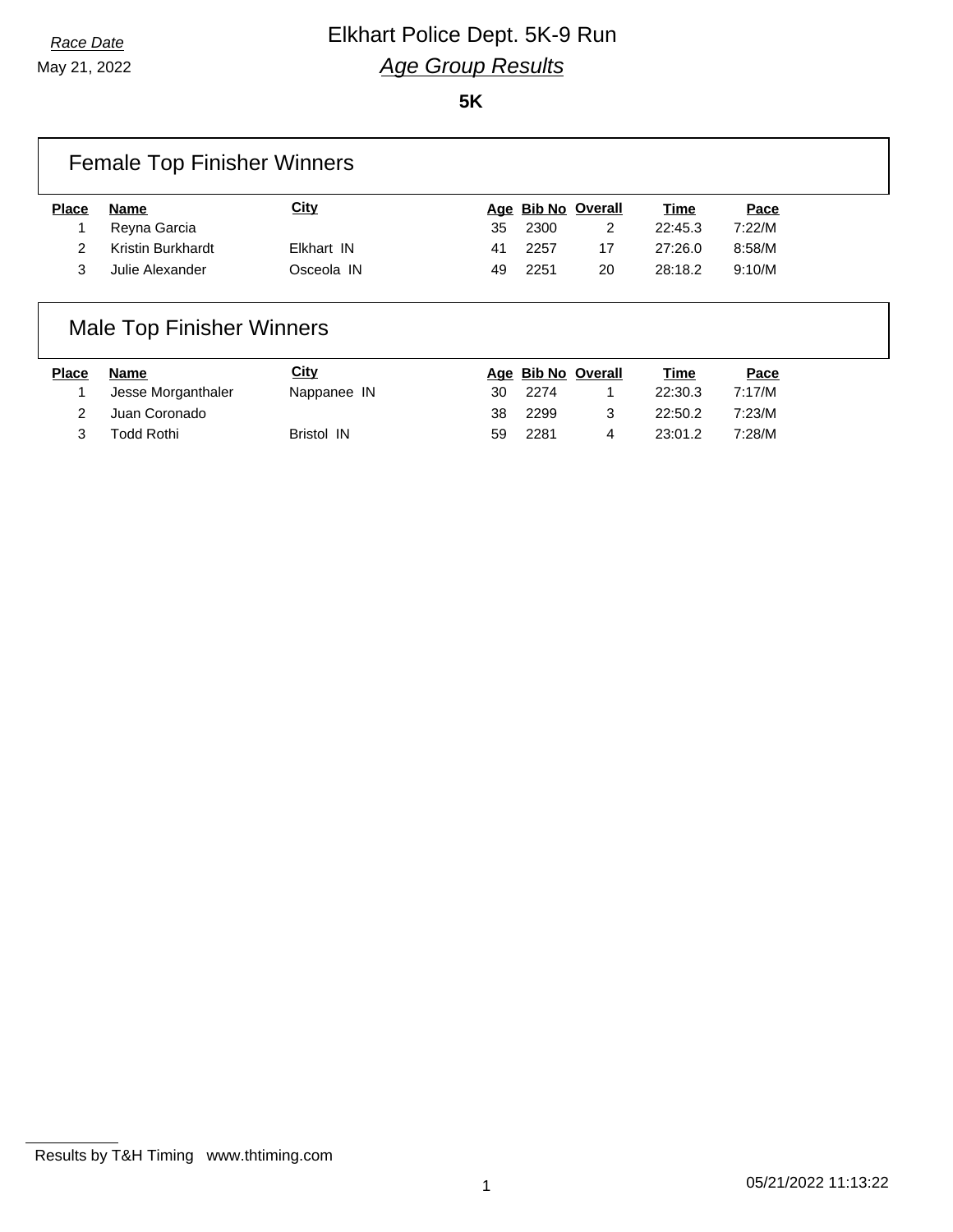*Race Date*

May 21, 2022

# Elkhart Police Dept. 5K-9 Run

## *Age Group Results*

**5K**

### Female Top Finisher Winners

| Place | Name | City | Age | Bib No | Overall | Time | Pace |
|---|---|---|---|---|---|---|---|
| 1 | Reyna Garcia | | 35 | 2300 | 2 | 22:45.3 | 7:22/M |
| 2 | Kristin Burkhardt | Elkhart IN | 41 | 2257 | 17 | 27:26.0 | 8:58/M |
| 3 | Julie Alexander | Osceola IN | 49 | 2251 | 20 | 28:18.2 | 9:10/M |

### Male Top Finisher Winners

| Place | Name | City | Age | Bib No | Overall | Time | Pace |
|---|---|---|---|---|---|---|---|
| 1 | Jesse Morganthaler | Nappanee IN | 30 | 2274 | 1 | 22:30.3 | 7:17/M |
| 2 | Juan Coronado | | 38 | 2299 | 3 | 22:50.2 | 7:23/M |
| 3 | Todd Rothi | Bristol IN | 59 | 2281 | 4 | 23:01.2 | 7:28/M |

Results by T&H Timing www.thtiming.com

05/21/2022 11:13:22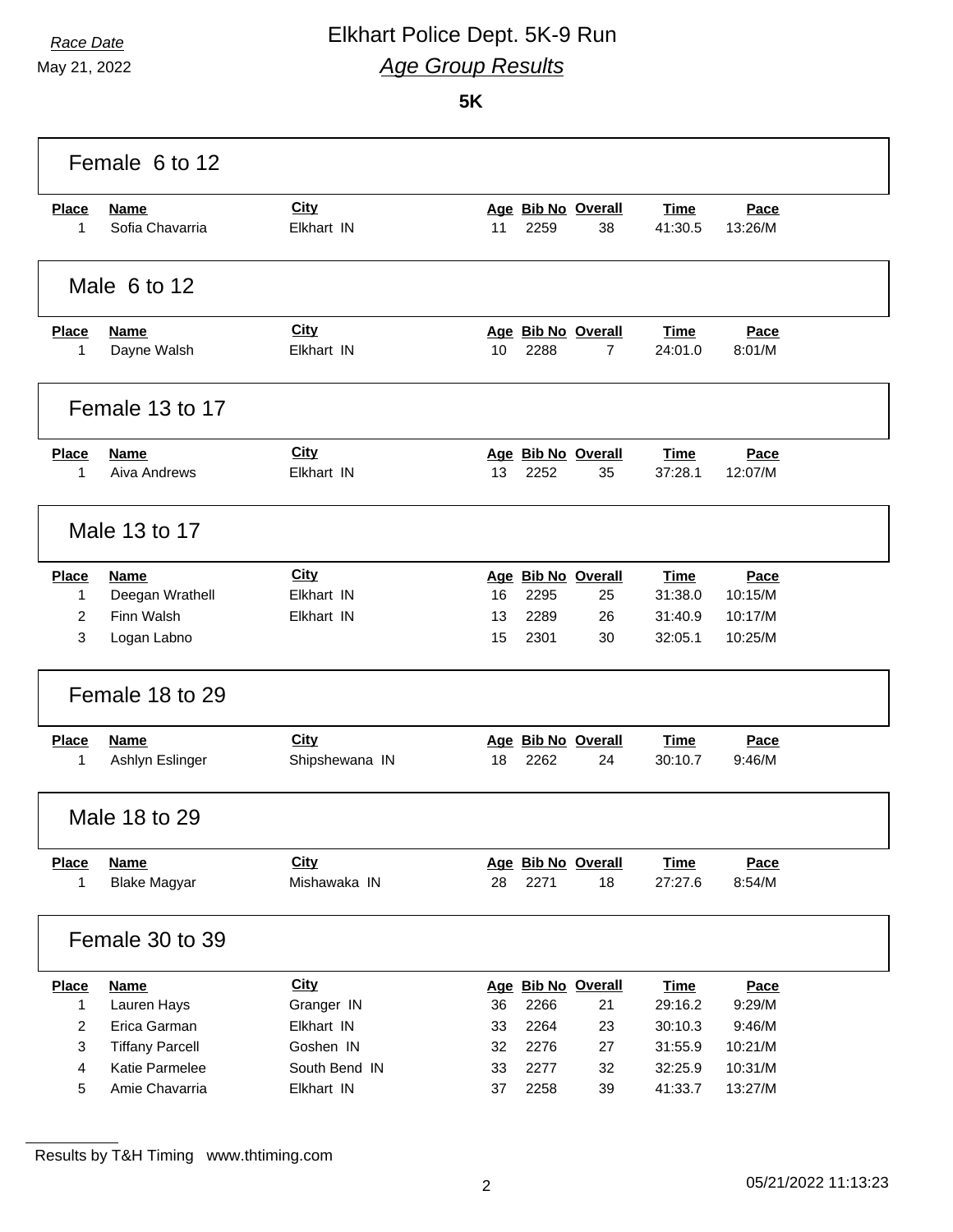*Race Date*
May 21, 2022

# Elkhart Police Dept. 5K-9 Run

## *Age Group Results*

**5K**

### Female 6 to 12

| Place | Name | City | Age | Bib No | Overall | Time | Pace |
|---|---|---|---|---|---|---|---|
| 1 | Sofia Chavarria | Elkhart IN | 11 | 2259 | 38 | 41:30.5 | 13:26/M |

### Male 6 to 12

| Place | Name | City | Age | Bib No | Overall | Time | Pace |
|---|---|---|---|---|---|---|---|
| 1 | Dayne Walsh | Elkhart IN | 10 | 2288 | 7 | 24:01.0 | 8:01/M |

### Female 13 to 17

| Place | Name | City | Age | Bib No | Overall | Time | Pace |
|---|---|---|---|---|---|---|---|
| 1 | Aiva Andrews | Elkhart IN | 13 | 2252 | 35 | 37:28.1 | 12:07/M |

### Male 13 to 17

| Place | Name | City | Age | Bib No | Overall | Time | Pace |
|---|---|---|---|---|---|---|---|
| 1 | Deegan Wrathell | Elkhart IN | 16 | 2295 | 25 | 31:38.0 | 10:15/M |
| 2 | Finn Walsh | Elkhart IN | 13 | 2289 | 26 | 31:40.9 | 10:17/M |
| 3 | Logan Labno | | 15 | 2301 | 30 | 32:05.1 | 10:25/M |

### Female 18 to 29

| Place | Name | City | Age | Bib No | Overall | Time | Pace |
|---|---|---|---|---|---|---|---|
| 1 | Ashlyn Eslinger | Shipshewana IN | 18 | 2262 | 24 | 30:10.7 | 9:46/M |

### Male 18 to 29

| Place | Name | City | Age | Bib No | Overall | Time | Pace |
|---|---|---|---|---|---|---|---|
| 1 | Blake Magyar | Mishawaka IN | 28 | 2271 | 18 | 27:27.6 | 8:54/M |

### Female 30 to 39

| Place | Name | City | Age | Bib No | Overall | Time | Pace |
|---|---|---|---|---|---|---|---|
| 1 | Lauren Hays | Granger IN | 36 | 2266 | 21 | 29:16.2 | 9:29/M |
| 2 | Erica Garman | Elkhart IN | 33 | 2264 | 23 | 30:10.3 | 9:46/M |
| 3 | Tiffany Parcell | Goshen IN | 32 | 2276 | 27 | 31:55.9 | 10:21/M |
| 4 | Katie Parmelee | South Bend IN | 33 | 2277 | 32 | 32:25.9 | 10:31/M |
| 5 | Amie Chavarria | Elkhart IN | 37 | 2258 | 39 | 41:33.7 | 13:27/M |

Results by T&H Timing www.thtiming.com

05/21/2022 11:13:23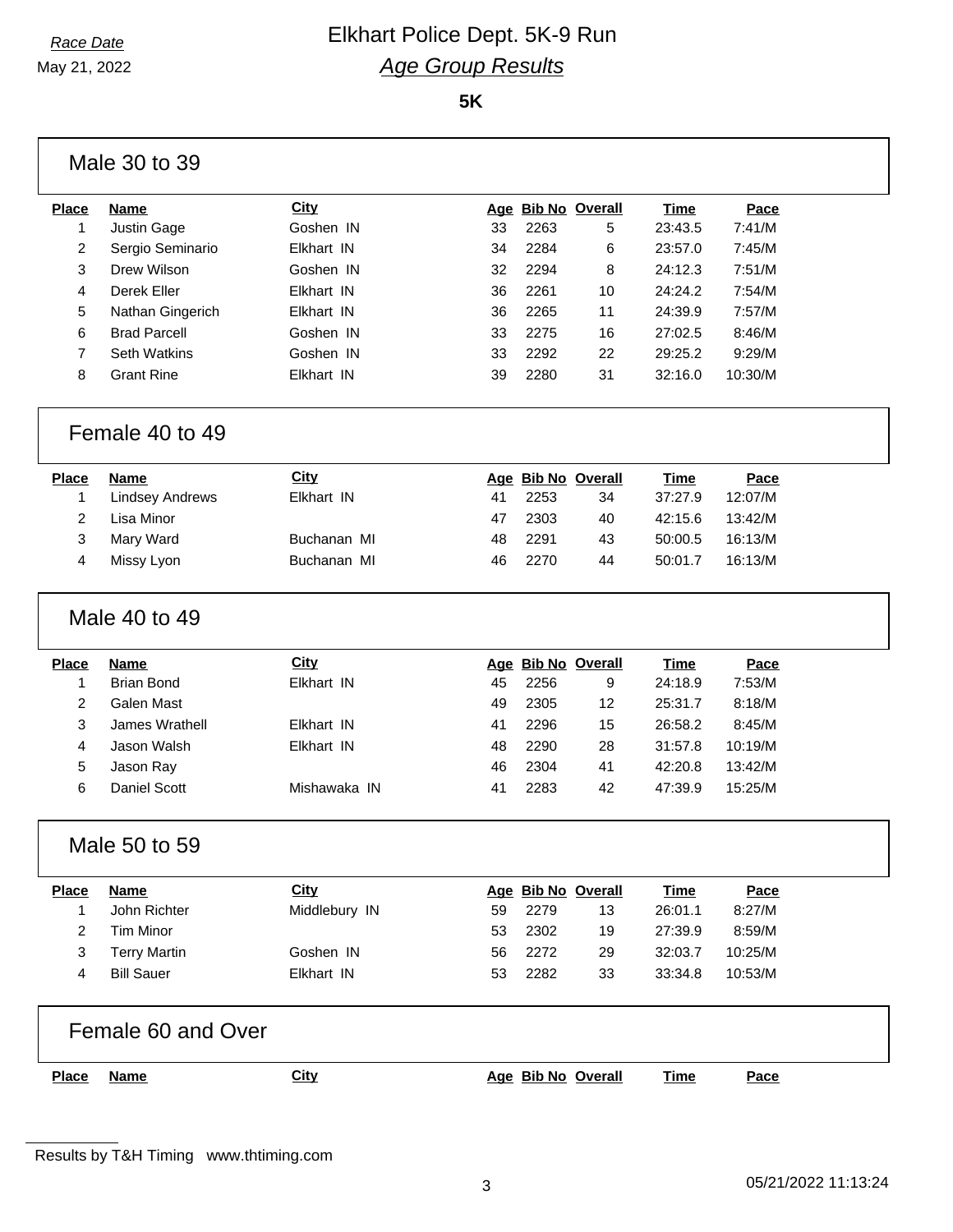*Race Date*
May 21, 2022

# Elkhart Police Dept. 5K-9 Run
## *Age Group Results*

**5K**

### Male 30 to 39

| Place | Name | City | Age | Bib No | Overall | Time | Pace |
|---|---|---|---|---|---|---|---|
| 1 | Justin Gage | Goshen IN | 33 | 2263 | 5 | 23:43.5 | 7:41/M |
| 2 | Sergio Seminario | Elkhart IN | 34 | 2284 | 6 | 23:57.0 | 7:45/M |
| 3 | Drew Wilson | Goshen IN | 32 | 2294 | 8 | 24:12.3 | 7:51/M |
| 4 | Derek Eller | Elkhart IN | 36 | 2261 | 10 | 24:24.2 | 7:54/M |
| 5 | Nathan Gingerich | Elkhart IN | 36 | 2265 | 11 | 24:39.9 | 7:57/M |
| 6 | Brad Parcell | Goshen IN | 33 | 2275 | 16 | 27:02.5 | 8:46/M |
| 7 | Seth Watkins | Goshen IN | 33 | 2292 | 22 | 29:25.2 | 9:29/M |
| 8 | Grant Rine | Elkhart IN | 39 | 2280 | 31 | 32:16.0 | 10:30/M |

### Female 40 to 49

| Place | Name | City | Age | Bib No | Overall | Time | Pace |
|---|---|---|---|---|---|---|---|
| 1 | Lindsey Andrews | Elkhart IN | 41 | 2253 | 34 | 37:27.9 | 12:07/M |
| 2 | Lisa Minor | | 47 | 2303 | 40 | 42:15.6 | 13:42/M |
| 3 | Mary Ward | Buchanan MI | 48 | 2291 | 43 | 50:00.5 | 16:13/M |
| 4 | Missy Lyon | Buchanan MI | 46 | 2270 | 44 | 50:01.7 | 16:13/M |

### Male 40 to 49

| Place | Name | City | Age | Bib No | Overall | Time | Pace |
|---|---|---|---|---|---|---|---|
| 1 | Brian Bond | Elkhart IN | 45 | 2256 | 9 | 24:18.9 | 7:53/M |
| 2 | Galen Mast | | 49 | 2305 | 12 | 25:31.7 | 8:18/M |
| 3 | James Wrathell | Elkhart IN | 41 | 2296 | 15 | 26:58.2 | 8:45/M |
| 4 | Jason Walsh | Elkhart IN | 48 | 2290 | 28 | 31:57.8 | 10:19/M |
| 5 | Jason Ray | | 46 | 2304 | 41 | 42:20.8 | 13:42/M |
| 6 | Daniel Scott | Mishawaka IN | 41 | 2283 | 42 | 47:39.9 | 15:25/M |

### Male 50 to 59

| Place | Name | City | Age | Bib No | Overall | Time | Pace |
|---|---|---|---|---|---|---|---|
| 1 | John Richter | Middlebury IN | 59 | 2279 | 13 | 26:01.1 | 8:27/M |
| 2 | Tim Minor | | 53 | 2302 | 19 | 27:39.9 | 8:59/M |
| 3 | Terry Martin | Goshen IN | 56 | 2272 | 29 | 32:03.7 | 10:25/M |
| 4 | Bill Sauer | Elkhart IN | 53 | 2282 | 33 | 33:34.8 | 10:53/M |

### Female 60 and Over

| Place | Name | City | Age | Bib No | Overall | Time | Pace |
|---|---|---|---|---|---|---|---|

Results by T&H Timing   www.thtiming.com

05/21/2022 11:13:24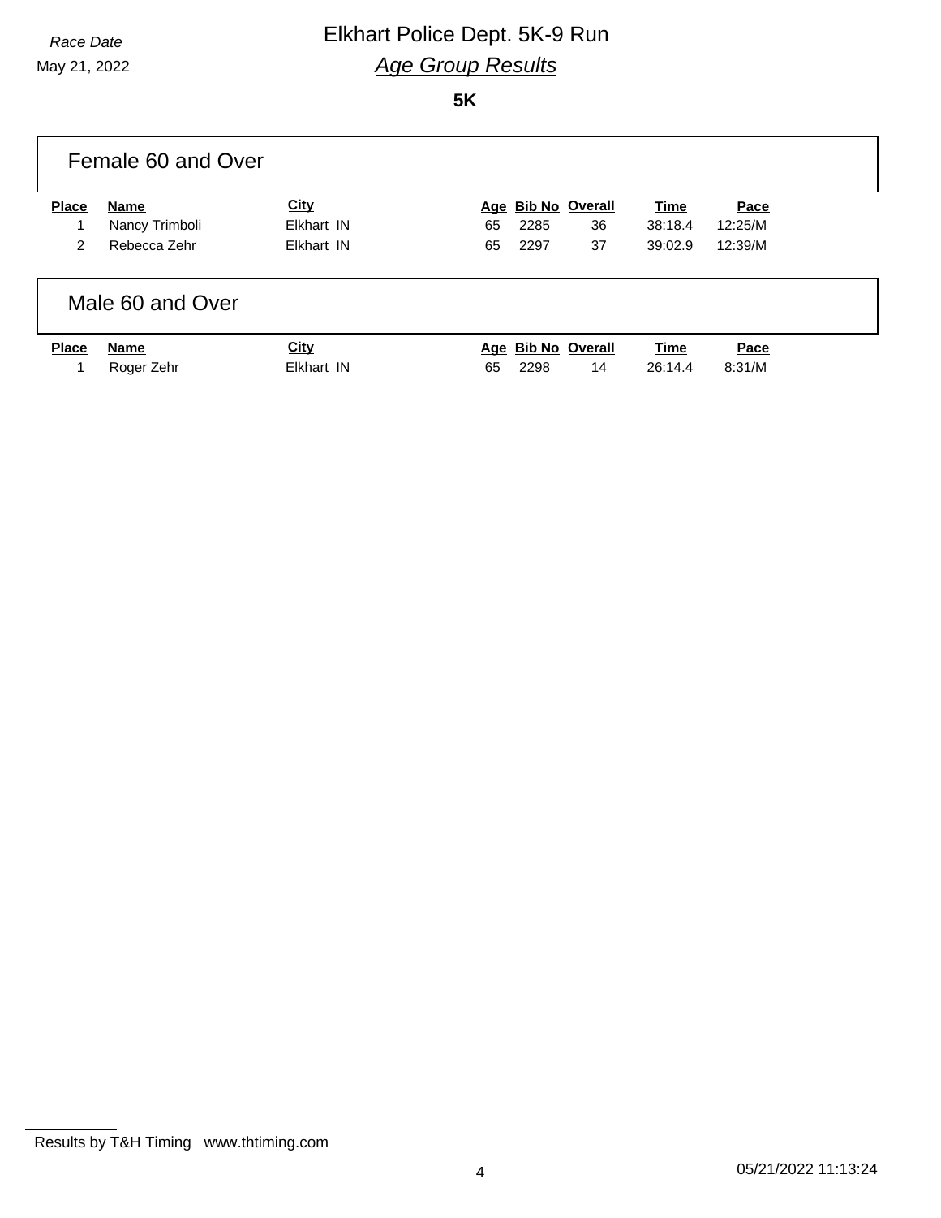*Race Date*

May 21, 2022

# Elkhart Police Dept. 5K-9 Run

## *Age Group Results*

**5K**

### Female 60 and Over

| Place | Name | City | Age | Bib No | Overall | Time | Pace |
|---|---|---|---|---|---|---|---|
| 1 | Nancy Trimboli | Elkhart IN | 65 | 2285 | 36 | 38:18.4 | 12:25/M |
| 2 | Rebecca Zehr | Elkhart IN | 65 | 2297 | 37 | 39:02.9 | 12:39/M |

### Male 60 and Over

| Place | Name | City | Age | Bib No | Overall | Time | Pace |
|---|---|---|---|---|---|---|---|
| 1 | Roger Zehr | Elkhart IN | 65 | 2298 | 14 | 26:14.4 | 8:31/M |

Results by T&H Timing www.thtiming.com

05/21/2022 11:13:24